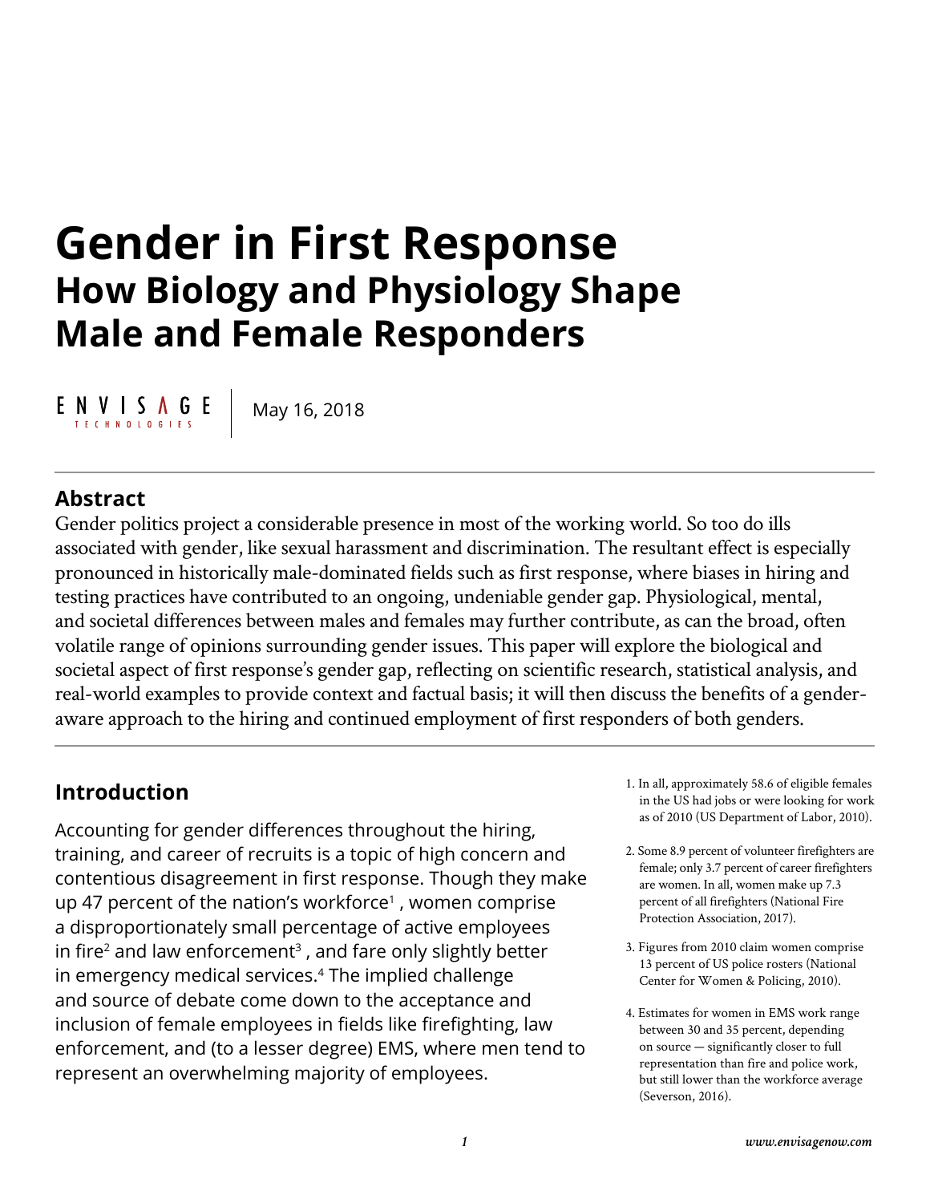# Gender in First Response

## How Biology and Physiology Shape Male and Female Responders

ENVISAGE TECHNOLOGIES | May 16, 2018

---

### Abstract

Gender politics project a considerable presence in most of the working world. So too do ills associated with gender, like sexual harassment and discrimination. The resultant effect is especially pronounced in historically male-dominated fields such as first response, where biases in hiring and testing practices have contributed to an ongoing, undeniable gender gap. Physiological, mental, and societal differences between males and females may further contribute, as can the broad, often volatile range of opinions surrounding gender issues. This paper will explore the biological and societal aspect of first response's gender gap, reflecting on scientific research, statistical analysis, and real-world examples to provide context and factual basis; it will then discuss the benefits of a gender-aware approach to the hiring and continued employment of first responders of both genders.

---

### Introduction

Accounting for gender differences throughout the hiring, training, and career of recruits is a topic of high concern and contentious disagreement in first response. Though they make up 47 percent of the nation's workforce[1] , women comprise a disproportionately small percentage of active employees in fire[2] and law enforcement[3] , and fare only slightly better in emergency medical services.[4] The implied challenge and source of debate come down to the acceptance and inclusion of female employees in fields like firefighting, law enforcement, and (to a lesser degree) EMS, where men tend to represent an overwhelming majority of employees.

1. In all, approximately 58.6 of eligible females in the US had jobs or were looking for work as of 2010 (US Department of Labor, 2010).

2. Some 8.9 percent of volunteer firefighters are female; only 3.7 percent of career firefighters are women. In all, women make up 7.3 percent of all firefighters (National Fire Protection Association, 2017).

3. Figures from 2010 claim women comprise 13 percent of US police rosters (National Center for Women & Policing, 2010).

4. Estimates for women in EMS work range between 30 and 35 percent, depending on source — significantly closer to full representation than fire and police work, but still lower than the workforce average (Severson, 2016).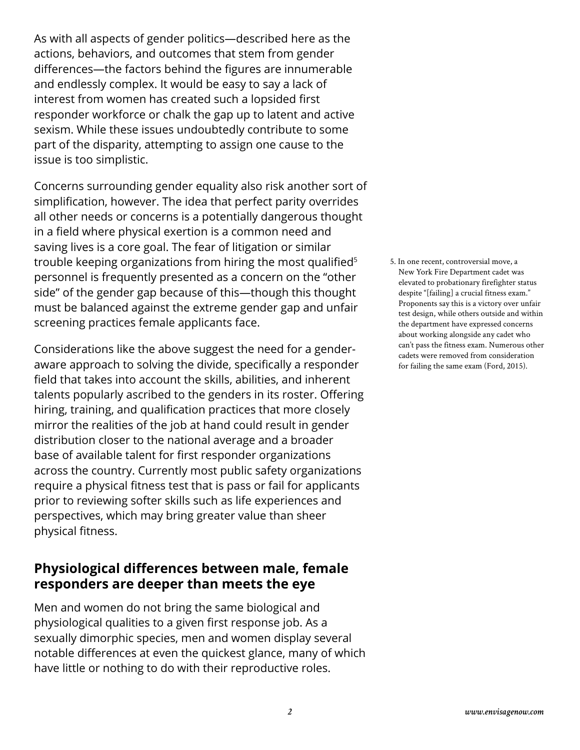As with all aspects of gender politics—described here as the actions, behaviors, and outcomes that stem from gender differences—the factors behind the figures are innumerable and endlessly complex. It would be easy to say a lack of interest from women has created such a lopsided first responder workforce or chalk the gap up to latent and active sexism. While these issues undoubtedly contribute to some part of the disparity, attempting to assign one cause to the issue is too simplistic.

Concerns surrounding gender equality also risk another sort of simplification, however. The idea that perfect parity overrides all other needs or concerns is a potentially dangerous thought in a field where physical exertion is a common need and saving lives is a core goal. The fear of litigation or similar trouble keeping organizations from hiring the most qualified[5] personnel is frequently presented as a concern on the "other side" of the gender gap because of this—though this thought must be balanced against the extreme gender gap and unfair screening practices female applicants face.

5. In one recent, controversial move, a New York Fire Department cadet was elevated to probationary firefighter status despite "[failing] a crucial fitness exam." Proponents say this is a victory over unfair test design, while others outside and within the department have expressed concerns about working alongside any cadet who can't pass the fitness exam. Numerous other cadets were removed from consideration for failing the same exam (Ford, 2015).

Considerations like the above suggest the need for a gender-aware approach to solving the divide, specifically a responder field that takes into account the skills, abilities, and inherent talents popularly ascribed to the genders in its roster. Offering hiring, training, and qualification practices that more closely mirror the realities of the job at hand could result in gender distribution closer to the national average and a broader base of available talent for first responder organizations across the country. Currently most public safety organizations require a physical fitness test that is pass or fail for applicants prior to reviewing softer skills such as life experiences and perspectives, which may bring greater value than sheer physical fitness.

## Physiological differences between male, female responders are deeper than meets the eye

Men and women do not bring the same biological and physiological qualities to a given first response job. As a sexually dimorphic species, men and women display several notable differences at even the quickest glance, many of which have little or nothing to do with their reproductive roles.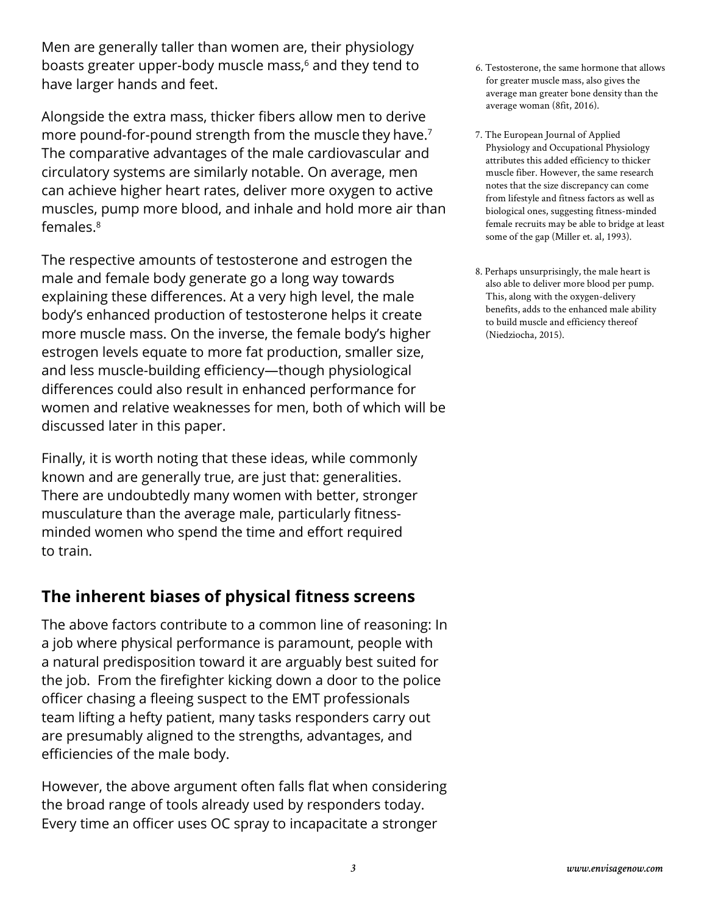Men are generally taller than women are, their physiology boasts greater upper-body muscle mass,[6] and they tend to have larger hands and feet.

Alongside the extra mass, thicker fibers allow men to derive more pound-for-pound strength from the muscle they have.[7] The comparative advantages of the male cardiovascular and circulatory systems are similarly notable. On average, men can achieve higher heart rates, deliver more oxygen to active muscles, pump more blood, and inhale and hold more air than females.[8]

The respective amounts of testosterone and estrogen the male and female body generate go a long way towards explaining these differences. At a very high level, the male body's enhanced production of testosterone helps it create more muscle mass. On the inverse, the female body's higher estrogen levels equate to more fat production, smaller size, and less muscle-building efficiency—though physiological differences could also result in enhanced performance for women and relative weaknesses for men, both of which will be discussed later in this paper.

Finally, it is worth noting that these ideas, while commonly known and are generally true, are just that: generalities. There are undoubtedly many women with better, stronger musculature than the average male, particularly fitness-minded women who spend the time and effort required to train.

## The inherent biases of physical fitness screens

The above factors contribute to a common line of reasoning: In a job where physical performance is paramount, people with a natural predisposition toward it are arguably best suited for the job. From the firefighter kicking down a door to the police officer chasing a fleeing suspect to the EMT professionals team lifting a hefty patient, many tasks responders carry out are presumably aligned to the strengths, advantages, and efficiencies of the male body.

However, the above argument often falls flat when considering the broad range of tools already used by responders today. Every time an officer uses OC spray to incapacitate a stronger

6. Testosterone, the same hormone that allows for greater muscle mass, also gives the average man greater bone density than the average woman (8fit, 2016).

7. The European Journal of Applied Physiology and Occupational Physiology attributes this added efficiency to thicker muscle fiber. However, the same research notes that the size discrepancy can come from lifestyle and fitness factors as well as biological ones, suggesting fitness-minded female recruits may be able to bridge at least some of the gap (Miller et. al, 1993).

8. Perhaps unsurprisingly, the male heart is also able to deliver more blood per pump. This, along with the oxygen-delivery benefits, adds to the enhanced male ability to build muscle and efficiency thereof (Niedziocha, 2015).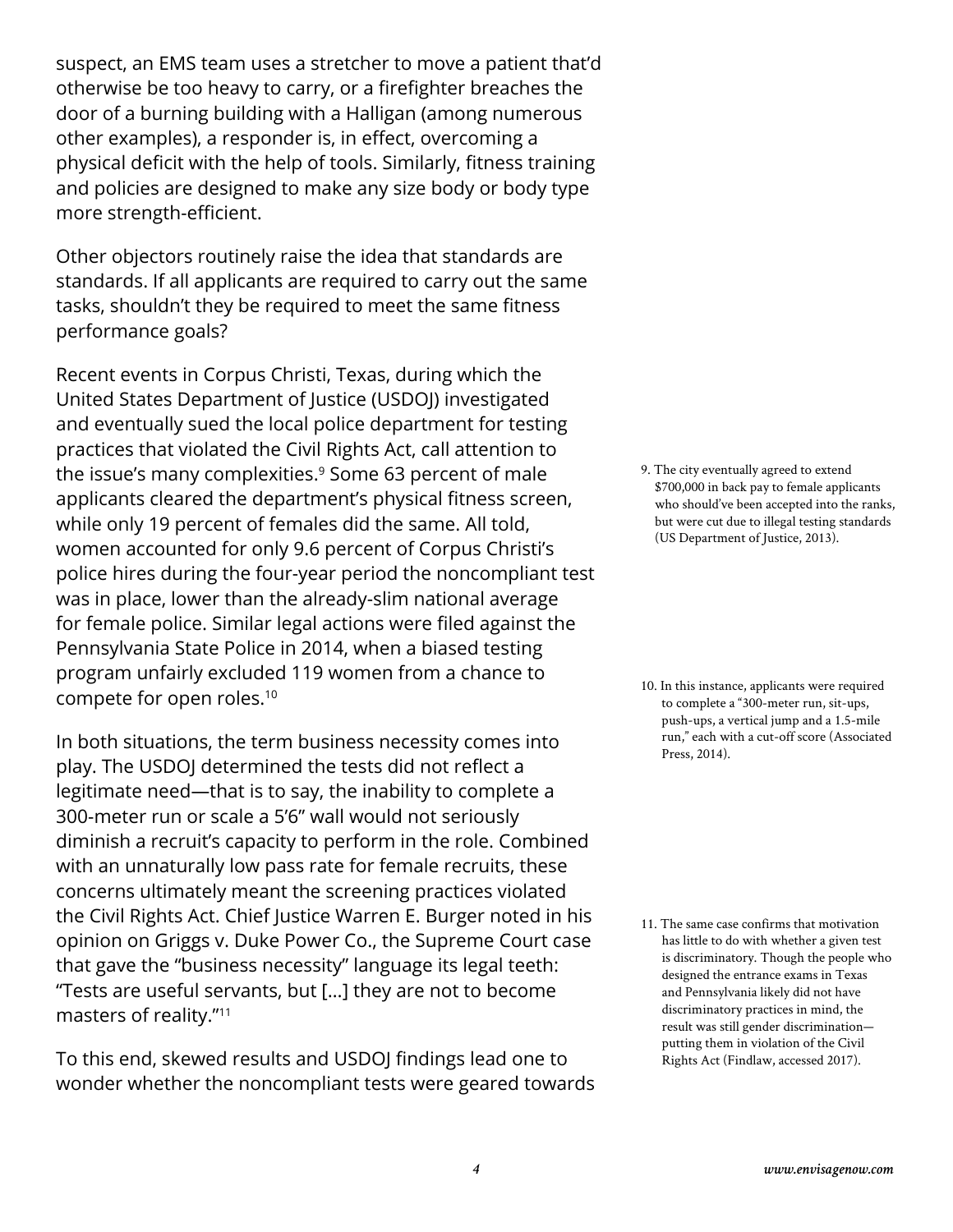suspect, an EMS team uses a stretcher to move a patient that'd otherwise be too heavy to carry, or a firefighter breaches the door of a burning building with a Halligan (among numerous other examples), a responder is, in effect, overcoming a physical deficit with the help of tools. Similarly, fitness training and policies are designed to make any size body or body type more strength-efficient.

Other objectors routinely raise the idea that standards are standards. If all applicants are required to carry out the same tasks, shouldn't they be required to meet the same fitness performance goals?

Recent events in Corpus Christi, Texas, during which the United States Department of Justice (USDOJ) investigated and eventually sued the local police department for testing practices that violated the Civil Rights Act, call attention to the issue's many complexities.[9] Some 63 percent of male applicants cleared the department's physical fitness screen, while only 19 percent of females did the same. All told, women accounted for only 9.6 percent of Corpus Christi's police hires during the four-year period the noncompliant test was in place, lower than the already-slim national average for female police. Similar legal actions were filed against the Pennsylvania State Police in 2014, when a biased testing program unfairly excluded 119 women from a chance to compete for open roles.[10]

In both situations, the term business necessity comes into play. The USDOJ determined the tests did not reflect a legitimate need—that is to say, the inability to complete a 300-meter run or scale a 5'6" wall would not seriously diminish a recruit's capacity to perform in the role. Combined with an unnaturally low pass rate for female recruits, these concerns ultimately meant the screening practices violated the Civil Rights Act. Chief Justice Warren E. Burger noted in his opinion on Griggs v. Duke Power Co., the Supreme Court case that gave the "business necessity" language its legal teeth: "Tests are useful servants, but [...] they are not to become masters of reality."[11]

To this end, skewed results and USDOJ findings lead one to wonder whether the noncompliant tests were geared towards

9. The city eventually agreed to extend $700,000 in back pay to female applicants who should've been accepted into the ranks, but were cut due to illegal testing standards (US Department of Justice, 2013).

10. In this instance, applicants were required to complete a "300-meter run, sit-ups, push-ups, a vertical jump and a 1.5-mile run," each with a cut-off score (Associated Press, 2014).

11. The same case confirms that motivation has little to do with whether a given test is discriminatory. Though the people who designed the entrance exams in Texas and Pennsylvania likely did not have discriminatory practices in mind, the result was still gender discrimination—putting them in violation of the Civil Rights Act (Findlaw, accessed 2017).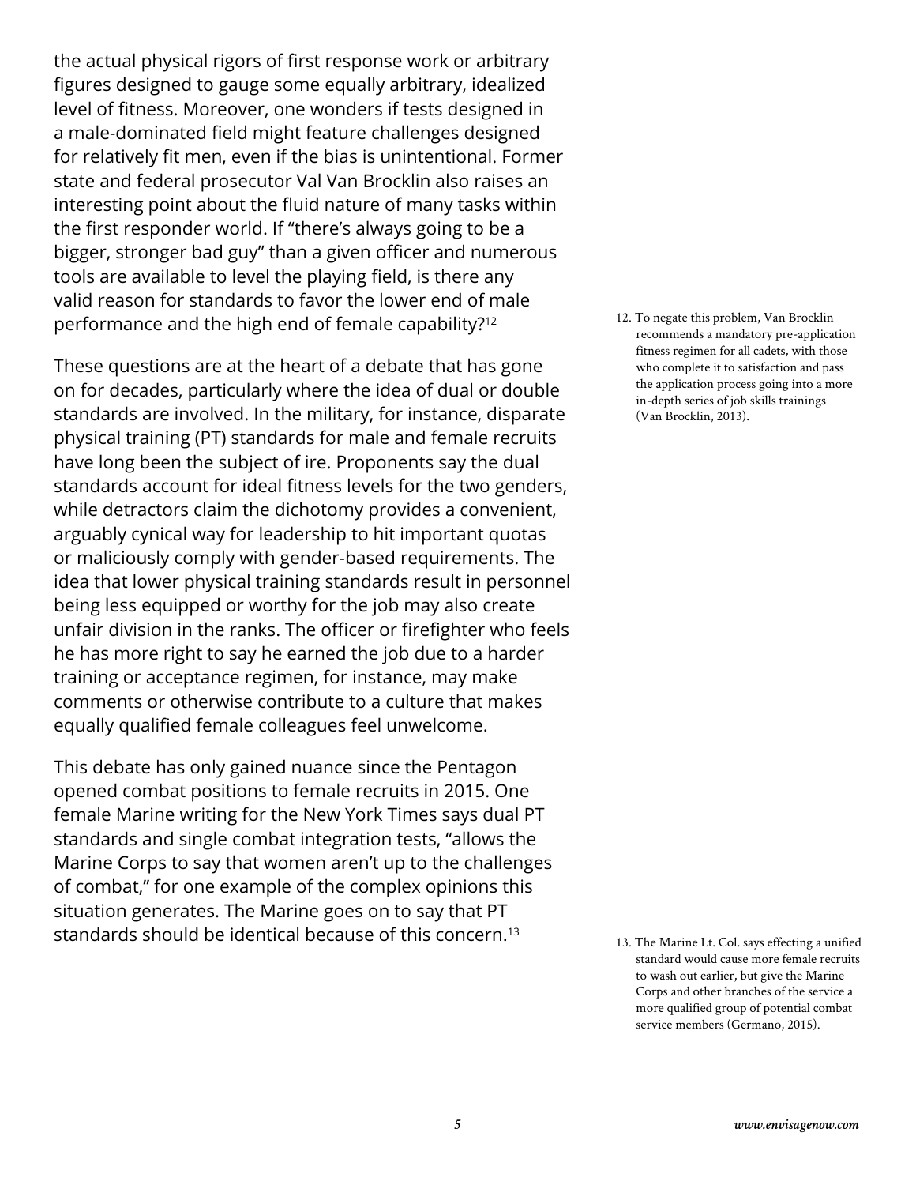the actual physical rigors of first response work or arbitrary figures designed to gauge some equally arbitrary, idealized level of fitness. Moreover, one wonders if tests designed in a male-dominated field might feature challenges designed for relatively fit men, even if the bias is unintentional. Former state and federal prosecutor Val Van Brocklin also raises an interesting point about the fluid nature of many tasks within the first responder world. If "there's always going to be a bigger, stronger bad guy" than a given officer and numerous tools are available to level the playing field, is there any valid reason for standards to favor the lower end of male performance and the high end of female capability?[12]

These questions are at the heart of a debate that has gone on for decades, particularly where the idea of dual or double standards are involved. In the military, for instance, disparate physical training (PT) standards for male and female recruits have long been the subject of ire. Proponents say the dual standards account for ideal fitness levels for the two genders, while detractors claim the dichotomy provides a convenient, arguably cynical way for leadership to hit important quotas or maliciously comply with gender-based requirements. The idea that lower physical training standards result in personnel being less equipped or worthy for the job may also create unfair division in the ranks. The officer or firefighter who feels he has more right to say he earned the job due to a harder training or acceptance regimen, for instance, may make comments or otherwise contribute to a culture that makes equally qualified female colleagues feel unwelcome.

This debate has only gained nuance since the Pentagon opened combat positions to female recruits in 2015. One female Marine writing for the New York Times says dual PT standards and single combat integration tests, "allows the Marine Corps to say that women aren't up to the challenges of combat," for one example of the complex opinions this situation generates. The Marine goes on to say that PT standards should be identical because of this concern.[13]

12. To negate this problem, Van Brocklin recommends a mandatory pre-application fitness regimen for all cadets, with those who complete it to satisfaction and pass the application process going into a more in-depth series of job skills trainings (Van Brocklin, 2013).

13. The Marine Lt. Col. says effecting a unified standard would cause more female recruits to wash out earlier, but give the Marine Corps and other branches of the service a more qualified group of potential combat service members (Germano, 2015).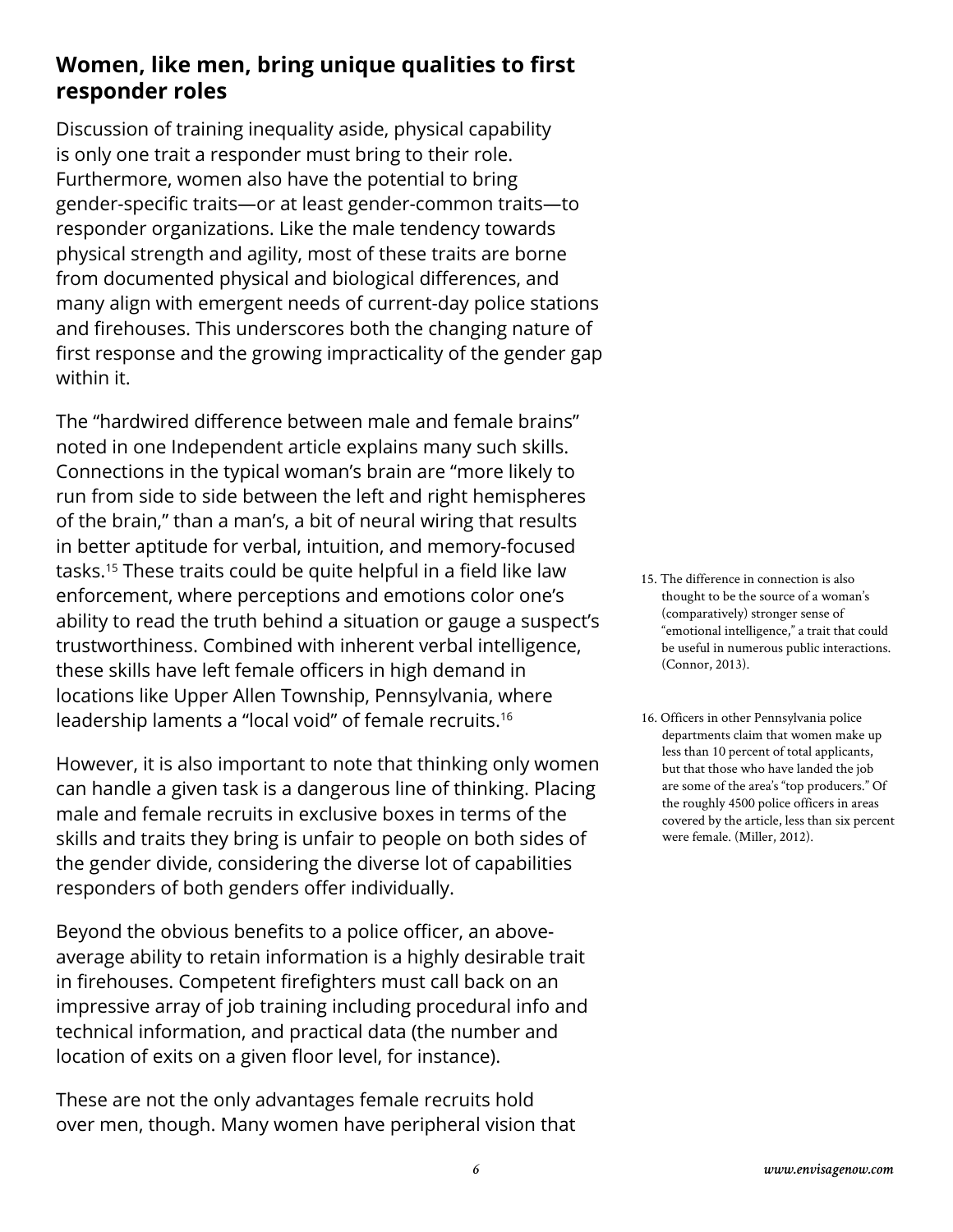## Women, like men, bring unique qualities to first responder roles

Discussion of training inequality aside, physical capability is only one trait a responder must bring to their role. Furthermore, women also have the potential to bring gender-specific traits—or at least gender-common traits—to responder organizations. Like the male tendency towards physical strength and agility, most of these traits are borne from documented physical and biological differences, and many align with emergent needs of current-day police stations and firehouses. This underscores both the changing nature of first response and the growing impracticality of the gender gap within it.

The "hardwired difference between male and female brains" noted in one Independent article explains many such skills. Connections in the typical woman's brain are "more likely to run from side to side between the left and right hemispheres of the brain," than a man's, a bit of neural wiring that results in better aptitude for verbal, intuition, and memory-focused tasks.[15] These traits could be quite helpful in a field like law enforcement, where perceptions and emotions color one's ability to read the truth behind a situation or gauge a suspect's trustworthiness. Combined with inherent verbal intelligence, these skills have left female officers in high demand in locations like Upper Allen Township, Pennsylvania, where leadership laments a "local void" of female recruits.[16]

However, it is also important to note that thinking only women can handle a given task is a dangerous line of thinking. Placing male and female recruits in exclusive boxes in terms of the skills and traits they bring is unfair to people on both sides of the gender divide, considering the diverse lot of capabilities responders of both genders offer individually.

Beyond the obvious benefits to a police officer, an above-average ability to retain information is a highly desirable trait in firehouses. Competent firefighters must call back on an impressive array of job training including procedural info and technical information, and practical data (the number and location of exits on a given floor level, for instance).

These are not the only advantages female recruits hold over men, though. Many women have peripheral vision that

15. The difference in connection is also thought to be the source of a woman's (comparatively) stronger sense of "emotional intelligence," a trait that could be useful in numerous public interactions. (Connor, 2013).

16. Officers in other Pennsylvania police departments claim that women make up less than 10 percent of total applicants, but that those who have landed the job are some of the area's "top producers." Of the roughly 4500 police officers in areas covered by the article, less than six percent were female. (Miller, 2012).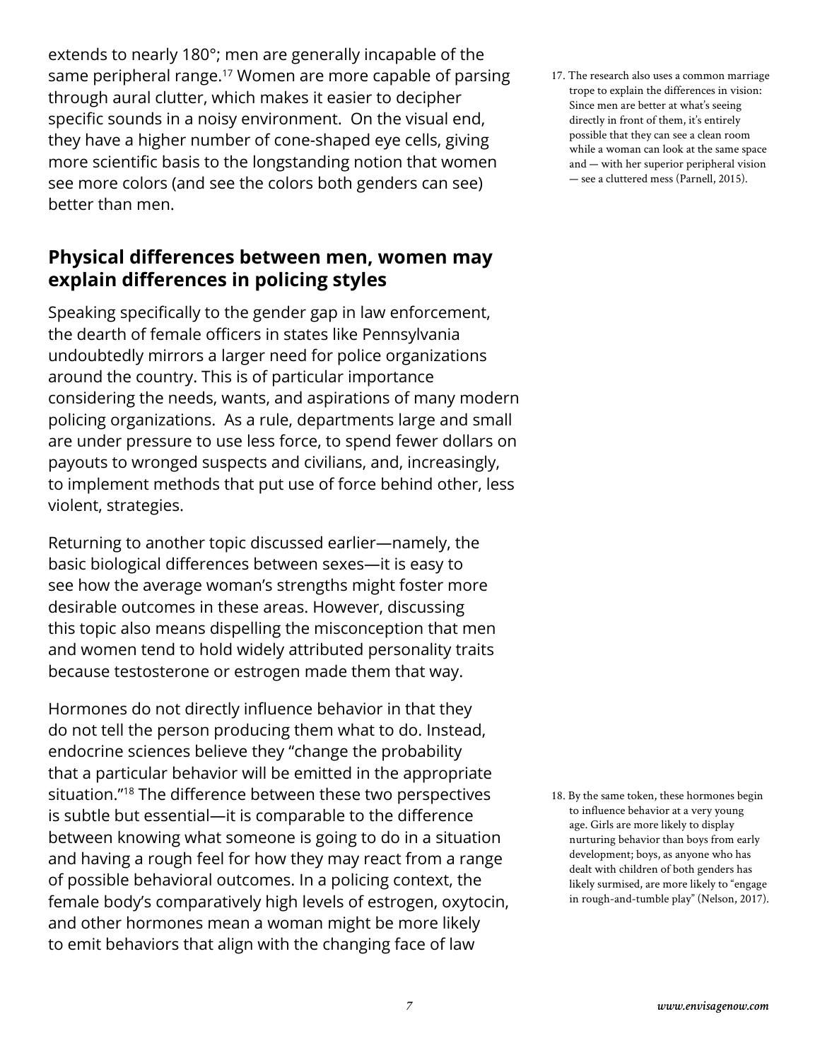extends to nearly 180°; men are generally incapable of the same peripheral range.[17] Women are more capable of parsing through aural clutter, which makes it easier to decipher specific sounds in a noisy environment. On the visual end, they have a higher number of cone-shaped eye cells, giving more scientific basis to the longstanding notion that women see more colors (and see the colors both genders can see) better than men.

17. The research also uses a common marriage trope to explain the differences in vision: Since men are better at what's seeing directly in front of them, it's entirely possible that they can see a clean room while a woman can look at the same space and — with her superior peripheral vision — see a cluttered mess (Parnell, 2015).

## Physical differences between men, women may explain differences in policing styles

Speaking specifically to the gender gap in law enforcement, the dearth of female officers in states like Pennsylvania undoubtedly mirrors a larger need for police organizations around the country. This is of particular importance considering the needs, wants, and aspirations of many modern policing organizations. As a rule, departments large and small are under pressure to use less force, to spend fewer dollars on payouts to wronged suspects and civilians, and, increasingly, to implement methods that put use of force behind other, less violent, strategies.

Returning to another topic discussed earlier—namely, the basic biological differences between sexes—it is easy to see how the average woman's strengths might foster more desirable outcomes in these areas. However, discussing this topic also means dispelling the misconception that men and women tend to hold widely attributed personality traits because testosterone or estrogen made them that way.

Hormones do not directly influence behavior in that they do not tell the person producing them what to do. Instead, endocrine sciences believe they "change the probability that a particular behavior will be emitted in the appropriate situation."[18] The difference between these two perspectives is subtle but essential—it is comparable to the difference between knowing what someone is going to do in a situation and having a rough feel for how they may react from a range of possible behavioral outcomes. In a policing context, the female body's comparatively high levels of estrogen, oxytocin, and other hormones mean a woman might be more likely to emit behaviors that align with the changing face of law

18. By the same token, these hormones begin to influence behavior at a very young age. Girls are more likely to display nurturing behavior than boys from early development; boys, as anyone who has dealt with children of both genders has likely surmised, are more likely to "engage in rough-and-tumble play" (Nelson, 2017).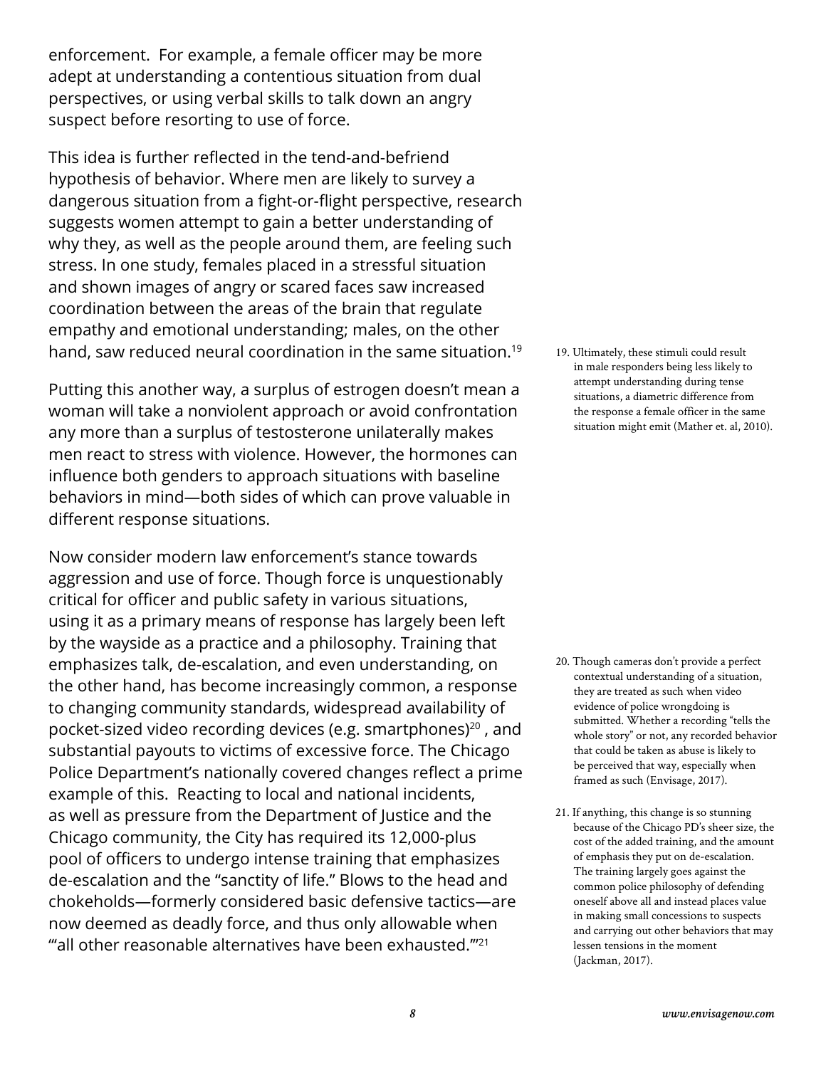enforcement. For example, a female officer may be more adept at understanding a contentious situation from dual perspectives, or using verbal skills to talk down an angry suspect before resorting to use of force.

This idea is further reflected in the tend-and-befriend hypothesis of behavior. Where men are likely to survey a dangerous situation from a fight-or-flight perspective, research suggests women attempt to gain a better understanding of why they, as well as the people around them, are feeling such stress. In one study, females placed in a stressful situation and shown images of angry or scared faces saw increased coordination between the areas of the brain that regulate empathy and emotional understanding; males, on the other hand, saw reduced neural coordination in the same situation.[19]

Putting this another way, a surplus of estrogen doesn't mean a woman will take a nonviolent approach or avoid confrontation any more than a surplus of testosterone unilaterally makes men react to stress with violence. However, the hormones can influence both genders to approach situations with baseline behaviors in mind—both sides of which can prove valuable in different response situations.

Now consider modern law enforcement's stance towards aggression and use of force. Though force is unquestionably critical for officer and public safety in various situations, using it as a primary means of response has largely been left by the wayside as a practice and a philosophy. Training that emphasizes talk, de-escalation, and even understanding, on the other hand, has become increasingly common, a response to changing community standards, widespread availability of pocket-sized video recording devices (e.g. smartphones)[20] , and substantial payouts to victims of excessive force. The Chicago Police Department's nationally covered changes reflect a prime example of this. Reacting to local and national incidents, as well as pressure from the Department of Justice and the Chicago community, the City has required its 12,000-plus pool of officers to undergo intense training that emphasizes de-escalation and the "sanctity of life." Blows to the head and chokeholds—formerly considered basic defensive tactics—are now deemed as deadly force, and thus only allowable when "'all other reasonable alternatives have been exhausted.'"[21]

19. Ultimately, these stimuli could result in male responders being less likely to attempt understanding during tense situations, a diametric difference from the response a female officer in the same situation might emit (Mather et. al, 2010).

20. Though cameras don't provide a perfect contextual understanding of a situation, they are treated as such when video evidence of police wrongdoing is submitted. Whether a recording "tells the whole story" or not, any recorded behavior that could be taken as abuse is likely to be perceived that way, especially when framed as such (Envisage, 2017).

21. If anything, this change is so stunning because of the Chicago PD's sheer size, the cost of the added training, and the amount of emphasis they put on de-escalation. The training largely goes against the common police philosophy of defending oneself above all and instead places value in making small concessions to suspects and carrying out other behaviors that may lessen tensions in the moment (Jackman, 2017).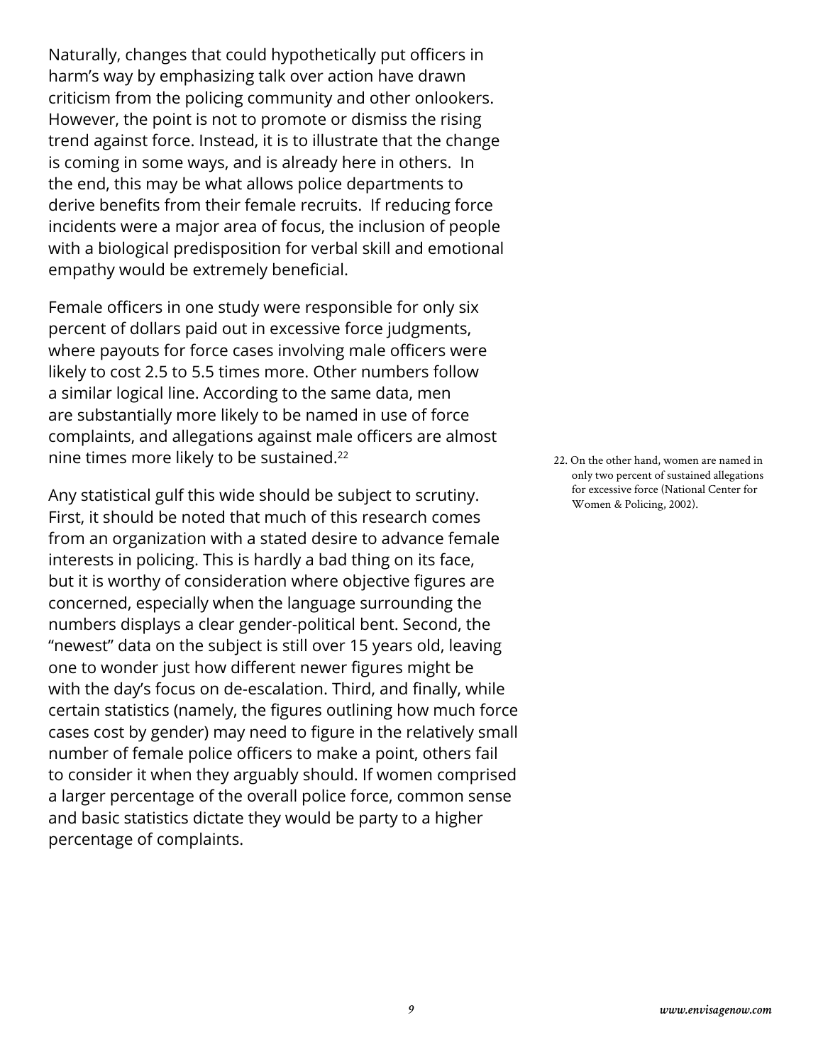Naturally, changes that could hypothetically put officers in harm's way by emphasizing talk over action have drawn criticism from the policing community and other onlookers. However, the point is not to promote or dismiss the rising trend against force. Instead, it is to illustrate that the change is coming in some ways, and is already here in others. In the end, this may be what allows police departments to derive benefits from their female recruits. If reducing force incidents were a major area of focus, the inclusion of people with a biological predisposition for verbal skill and emotional empathy would be extremely beneficial.

Female officers in one study were responsible for only six percent of dollars paid out in excessive force judgments, where payouts for force cases involving male officers were likely to cost 2.5 to 5.5 times more. Other numbers follow a similar logical line. According to the same data, men are substantially more likely to be named in use of force complaints, and allegations against male officers are almost nine times more likely to be sustained.[22]

Any statistical gulf this wide should be subject to scrutiny. First, it should be noted that much of this research comes from an organization with a stated desire to advance female interests in policing. This is hardly a bad thing on its face, but it is worthy of consideration where objective figures are concerned, especially when the language surrounding the numbers displays a clear gender-political bent. Second, the "newest" data on the subject is still over 15 years old, leaving one to wonder just how different newer figures might be with the day's focus on de-escalation. Third, and finally, while certain statistics (namely, the figures outlining how much force cases cost by gender) may need to figure in the relatively small number of female police officers to make a point, others fail to consider it when they arguably should. If women comprised a larger percentage of the overall police force, common sense and basic statistics dictate they would be party to a higher percentage of complaints.

22. On the other hand, women are named in only two percent of sustained allegations for excessive force (National Center for Women & Policing, 2002).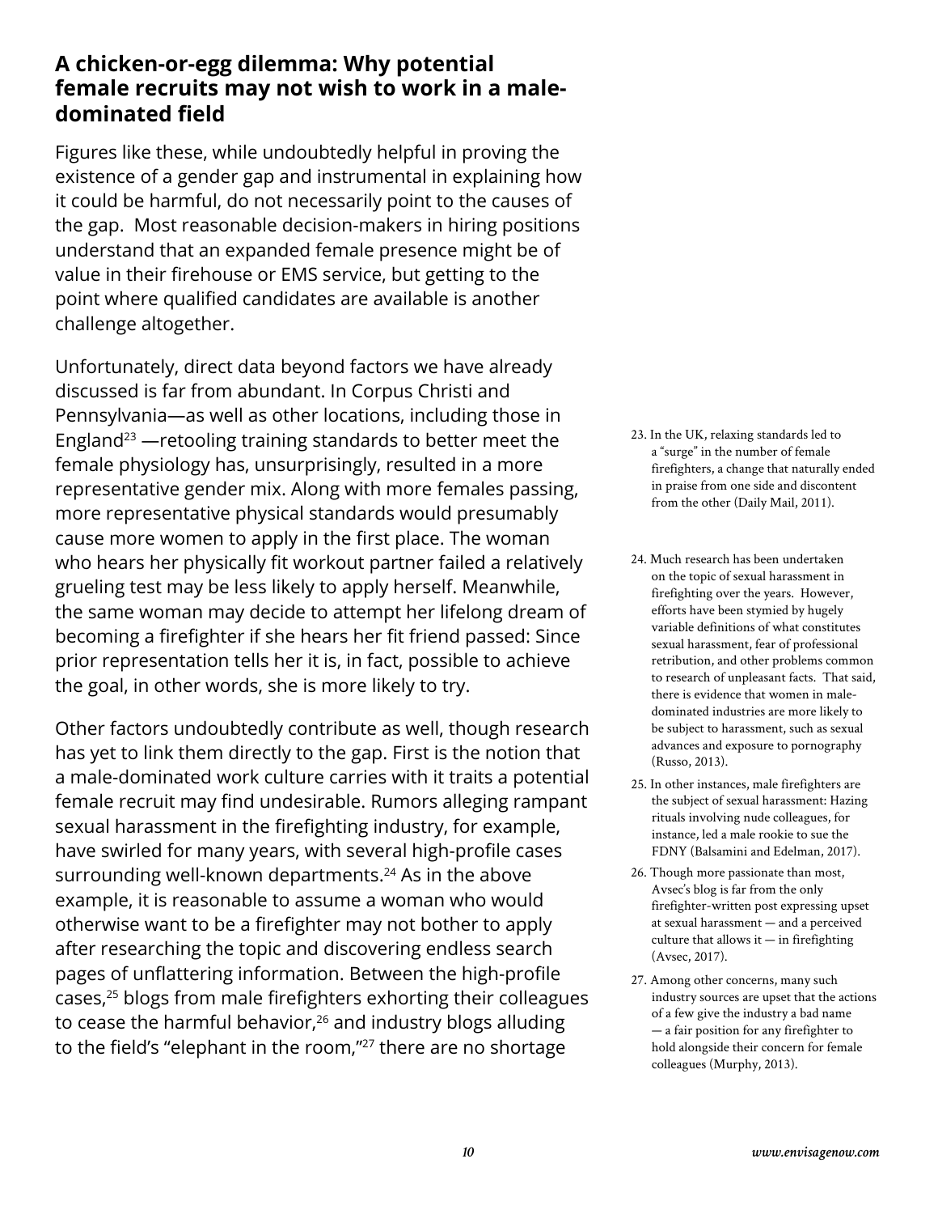## A chicken-or-egg dilemma: Why potential female recruits may not wish to work in a male-dominated field

Figures like these, while undoubtedly helpful in proving the existence of a gender gap and instrumental in explaining how it could be harmful, do not necessarily point to the causes of the gap. Most reasonable decision-makers in hiring positions understand that an expanded female presence might be of value in their firehouse or EMS service, but getting to the point where qualified candidates are available is another challenge altogether.

Unfortunately, direct data beyond factors we have already discussed is far from abundant. In Corpus Christi and Pennsylvania—as well as other locations, including those in England[23] —retooling training standards to better meet the female physiology has, unsurprisingly, resulted in a more representative gender mix. Along with more females passing, more representative physical standards would presumably cause more women to apply in the first place. The woman who hears her physically fit workout partner failed a relatively grueling test may be less likely to apply herself. Meanwhile, the same woman may decide to attempt her lifelong dream of becoming a firefighter if she hears her fit friend passed: Since prior representation tells her it is, in fact, possible to achieve the goal, in other words, she is more likely to try.

Other factors undoubtedly contribute as well, though research has yet to link them directly to the gap. First is the notion that a male-dominated work culture carries with it traits a potential female recruit may find undesirable. Rumors alleging rampant sexual harassment in the firefighting industry, for example, have swirled for many years, with several high-profile cases surrounding well-known departments.[24] As in the above example, it is reasonable to assume a woman who would otherwise want to be a firefighter may not bother to apply after researching the topic and discovering endless search pages of unflattering information. Between the high-profile cases,[25] blogs from male firefighters exhorting their colleagues to cease the harmful behavior,[26] and industry blogs alluding to the field's "elephant in the room,"[27] there are no shortage

23. In the UK, relaxing standards led to a "surge" in the number of female firefighters, a change that naturally ended in praise from one side and discontent from the other (Daily Mail, 2011).

24. Much research has been undertaken on the topic of sexual harassment in firefighting over the years. However, efforts have been stymied by hugely variable definitions of what constitutes sexual harassment, fear of professional retribution, and other problems common to research of unpleasant facts. That said, there is evidence that women in male-dominated industries are more likely to be subject to harassment, such as sexual advances and exposure to pornography (Russo, 2013).

25. In other instances, male firefighters are the subject of sexual harassment: Hazing rituals involving nude colleagues, for instance, led a male rookie to sue the FDNY (Balsamini and Edelman, 2017).

26. Though more passionate than most, Avsec's blog is far from the only firefighter-written post expressing upset at sexual harassment — and a perceived culture that allows it — in firefighting (Avsec, 2017).

27. Among other concerns, many such industry sources are upset that the actions of a few give the industry a bad name — a fair position for any firefighter to hold alongside their concern for female colleagues (Murphy, 2013).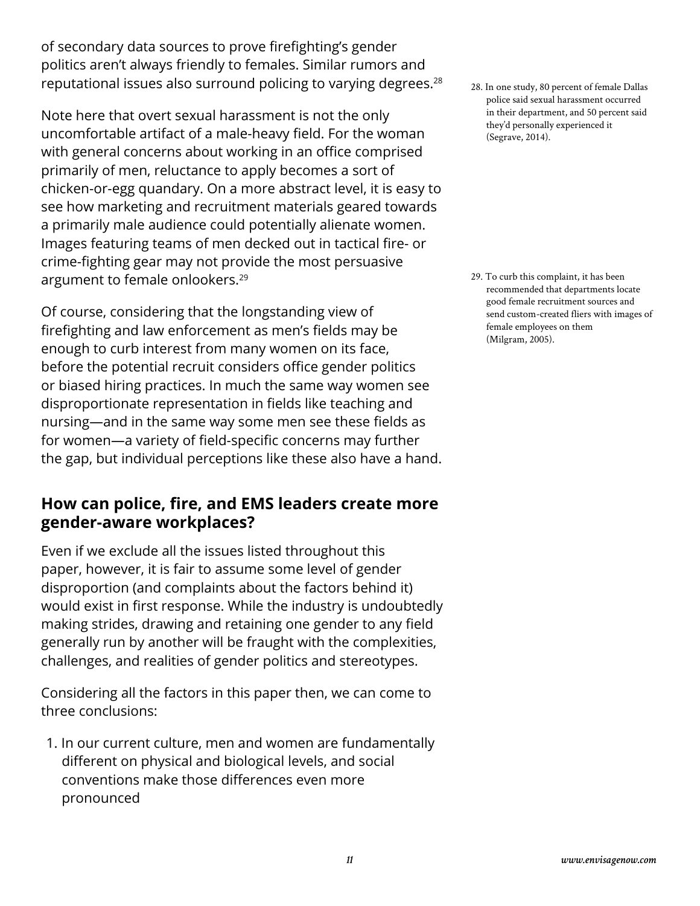of secondary data sources to prove firefighting's gender politics aren't always friendly to females. Similar rumors and reputational issues also surround policing to varying degrees.[28]

Note here that overt sexual harassment is not the only uncomfortable artifact of a male-heavy field. For the woman with general concerns about working in an office comprised primarily of men, reluctance to apply becomes a sort of chicken-or-egg quandary. On a more abstract level, it is easy to see how marketing and recruitment materials geared towards a primarily male audience could potentially alienate women. Images featuring teams of men decked out in tactical fire- or crime-fighting gear may not provide the most persuasive argument to female onlookers.[29]

Of course, considering that the longstanding view of firefighting and law enforcement as men's fields may be enough to curb interest from many women on its face, before the potential recruit considers office gender politics or biased hiring practices. In much the same way women see disproportionate representation in fields like teaching and nursing—and in the same way some men see these fields as for women—a variety of field-specific concerns may further the gap, but individual perceptions like these also have a hand.

## How can police, fire, and EMS leaders create more gender-aware workplaces?

Even if we exclude all the issues listed throughout this paper, however, it is fair to assume some level of gender disproportion (and complaints about the factors behind it) would exist in first response. While the industry is undoubtedly making strides, drawing and retaining one gender to any field generally run by another will be fraught with the complexities, challenges, and realities of gender politics and stereotypes.

Considering all the factors in this paper then, we can come to three conclusions:

1. In our current culture, men and women are fundamentally different on physical and biological levels, and social conventions make those differences even more pronounced

28. In one study, 80 percent of female Dallas police said sexual harassment occurred in their department, and 50 percent said they'd personally experienced it (Segrave, 2014).

29. To curb this complaint, it has been recommended that departments locate good female recruitment sources and send custom-created fliers with images of female employees on them (Milgram, 2005).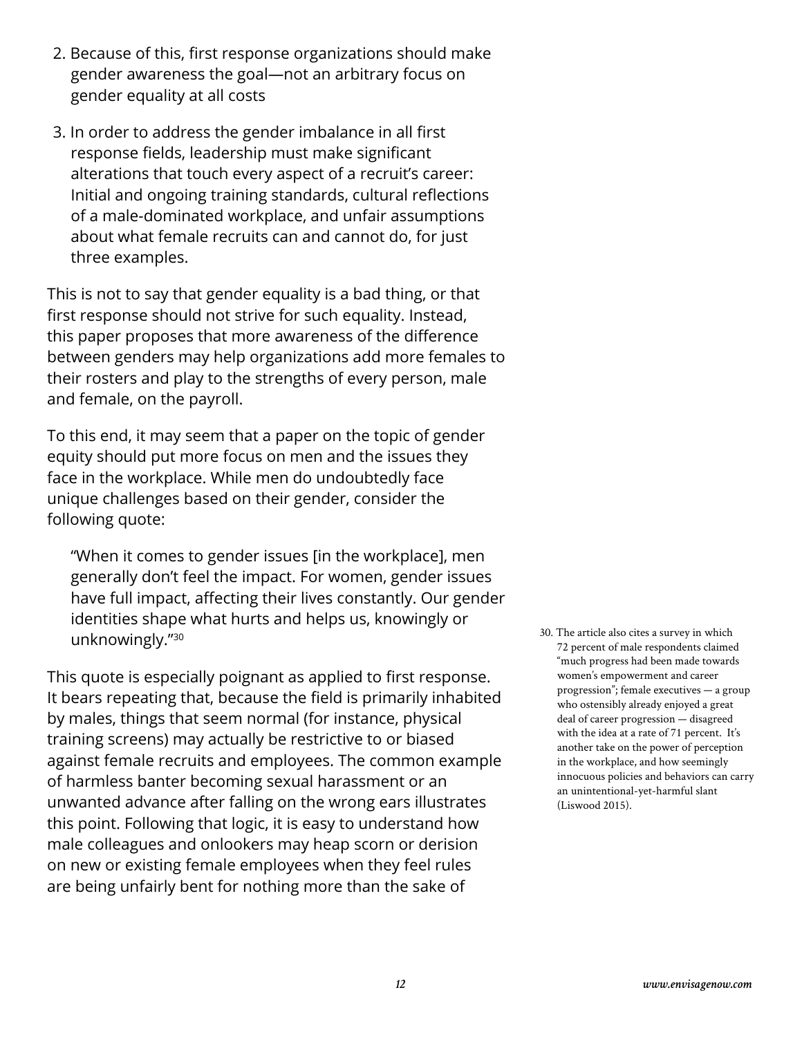2. Because of this, first response organizations should make gender awareness the goal—not an arbitrary focus on gender equality at all costs
3. In order to address the gender imbalance in all first response fields, leadership must make significant alterations that touch every aspect of a recruit's career: Initial and ongoing training standards, cultural reflections of a male-dominated workplace, and unfair assumptions about what female recruits can and cannot do, for just three examples.

This is not to say that gender equality is a bad thing, or that first response should not strive for such equality. Instead, this paper proposes that more awareness of the difference between genders may help organizations add more females to their rosters and play to the strengths of every person, male and female, on the payroll.

To this end, it may seem that a paper on the topic of gender equity should put more focus on men and the issues they face in the workplace. While men do undoubtedly face unique challenges based on their gender, consider the following quote:

> "When it comes to gender issues [in the workplace], men generally don't feel the impact. For women, gender issues have full impact, affecting their lives constantly. Our gender identities shape what hurts and helps us, knowingly or unknowingly."[30]

This quote is especially poignant as applied to first response. It bears repeating that, because the field is primarily inhabited by males, things that seem normal (for instance, physical training screens) may actually be restrictive to or biased against female recruits and employees. The common example of harmless banter becoming sexual harassment or an unwanted advance after falling on the wrong ears illustrates this point. Following that logic, it is easy to understand how male colleagues and onlookers may heap scorn or derision on new or existing female employees when they feel rules are being unfairly bent for nothing more than the sake of

30. The article also cites a survey in which 72 percent of male respondents claimed "much progress had been made towards women's empowerment and career progression"; female executives — a group who ostensibly already enjoyed a great deal of career progression — disagreed with the idea at a rate of 71 percent. It's another take on the power of perception in the workplace, and how seemingly innocuous policies and behaviors can carry an unintentional-yet-harmful slant (Liswood 2015).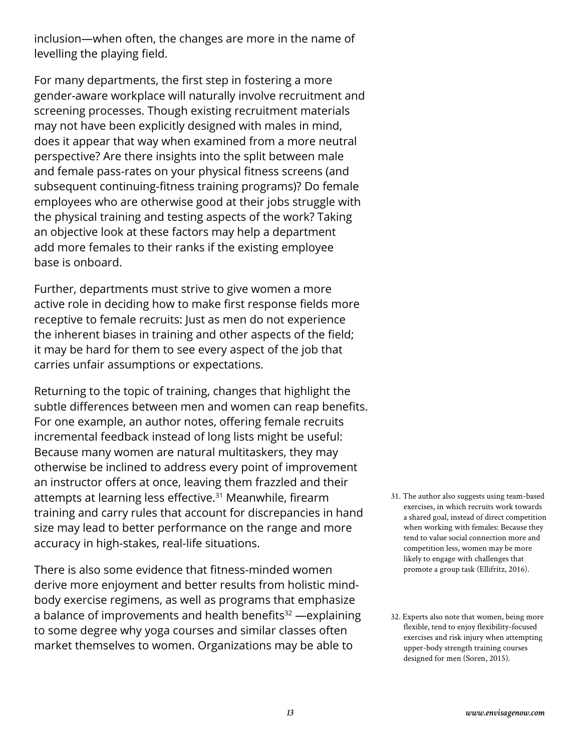inclusion—when often, the changes are more in the name of levelling the playing field.

For many departments, the first step in fostering a more gender-aware workplace will naturally involve recruitment and screening processes. Though existing recruitment materials may not have been explicitly designed with males in mind, does it appear that way when examined from a more neutral perspective? Are there insights into the split between male and female pass-rates on your physical fitness screens (and subsequent continuing-fitness training programs)? Do female employees who are otherwise good at their jobs struggle with the physical training and testing aspects of the work? Taking an objective look at these factors may help a department add more females to their ranks if the existing employee base is onboard.

Further, departments must strive to give women a more active role in deciding how to make first response fields more receptive to female recruits: Just as men do not experience the inherent biases in training and other aspects of the field; it may be hard for them to see every aspect of the job that carries unfair assumptions or expectations.

Returning to the topic of training, changes that highlight the subtle differences between men and women can reap benefits. For one example, an author notes, offering female recruits incremental feedback instead of long lists might be useful: Because many women are natural multitaskers, they may otherwise be inclined to address every point of improvement an instructor offers at once, leaving them frazzled and their attempts at learning less effective.[31] Meanwhile, firearm training and carry rules that account for discrepancies in hand size may lead to better performance on the range and more accuracy in high-stakes, real-life situations.

There is also some evidence that fitness-minded women derive more enjoyment and better results from holistic mind-body exercise regimens, as well as programs that emphasize a balance of improvements and health benefits[32] —explaining to some degree why yoga courses and similar classes often market themselves to women. Organizations may be able to

31. The author also suggests using team-based exercises, in which recruits work towards a shared goal, instead of direct competition when working with females: Because they tend to value social connection more and competition less, women may be more likely to engage with challenges that promote a group task (Ellifritz, 2016).

32. Experts also note that women, being more flexible, tend to enjoy flexibility-focused exercises and risk injury when attempting upper-body strength training courses designed for men (Soren, 2015).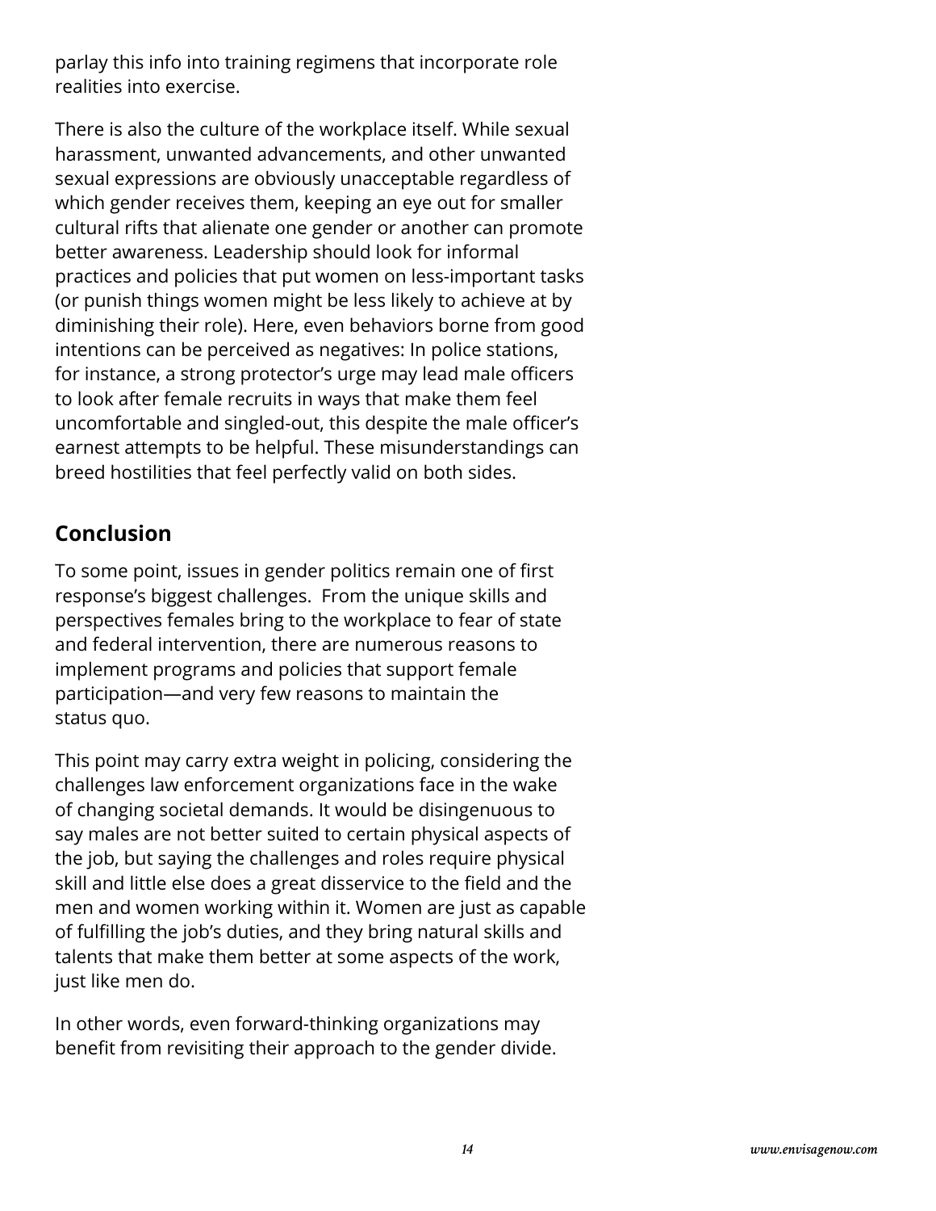parlay this info into training regimens that incorporate role realities into exercise.

There is also the culture of the workplace itself. While sexual harassment, unwanted advancements, and other unwanted sexual expressions are obviously unacceptable regardless of which gender receives them, keeping an eye out for smaller cultural rifts that alienate one gender or another can promote better awareness. Leadership should look for informal practices and policies that put women on less-important tasks (or punish things women might be less likely to achieve at by diminishing their role). Here, even behaviors borne from good intentions can be perceived as negatives: In police stations, for instance, a strong protector's urge may lead male officers to look after female recruits in ways that make them feel uncomfortable and singled-out, this despite the male officer's earnest attempts to be helpful. These misunderstandings can breed hostilities that feel perfectly valid on both sides.

## Conclusion

To some point, issues in gender politics remain one of first response's biggest challenges. From the unique skills and perspectives females bring to the workplace to fear of state and federal intervention, there are numerous reasons to implement programs and policies that support female participation—and very few reasons to maintain the status quo.

This point may carry extra weight in policing, considering the challenges law enforcement organizations face in the wake of changing societal demands. It would be disingenuous to say males are not better suited to certain physical aspects of the job, but saying the challenges and roles require physical skill and little else does a great disservice to the field and the men and women working within it. Women are just as capable of fulfilling the job's duties, and they bring natural skills and talents that make them better at some aspects of the work, just like men do.

In other words, even forward-thinking organizations may benefit from revisiting their approach to the gender divide.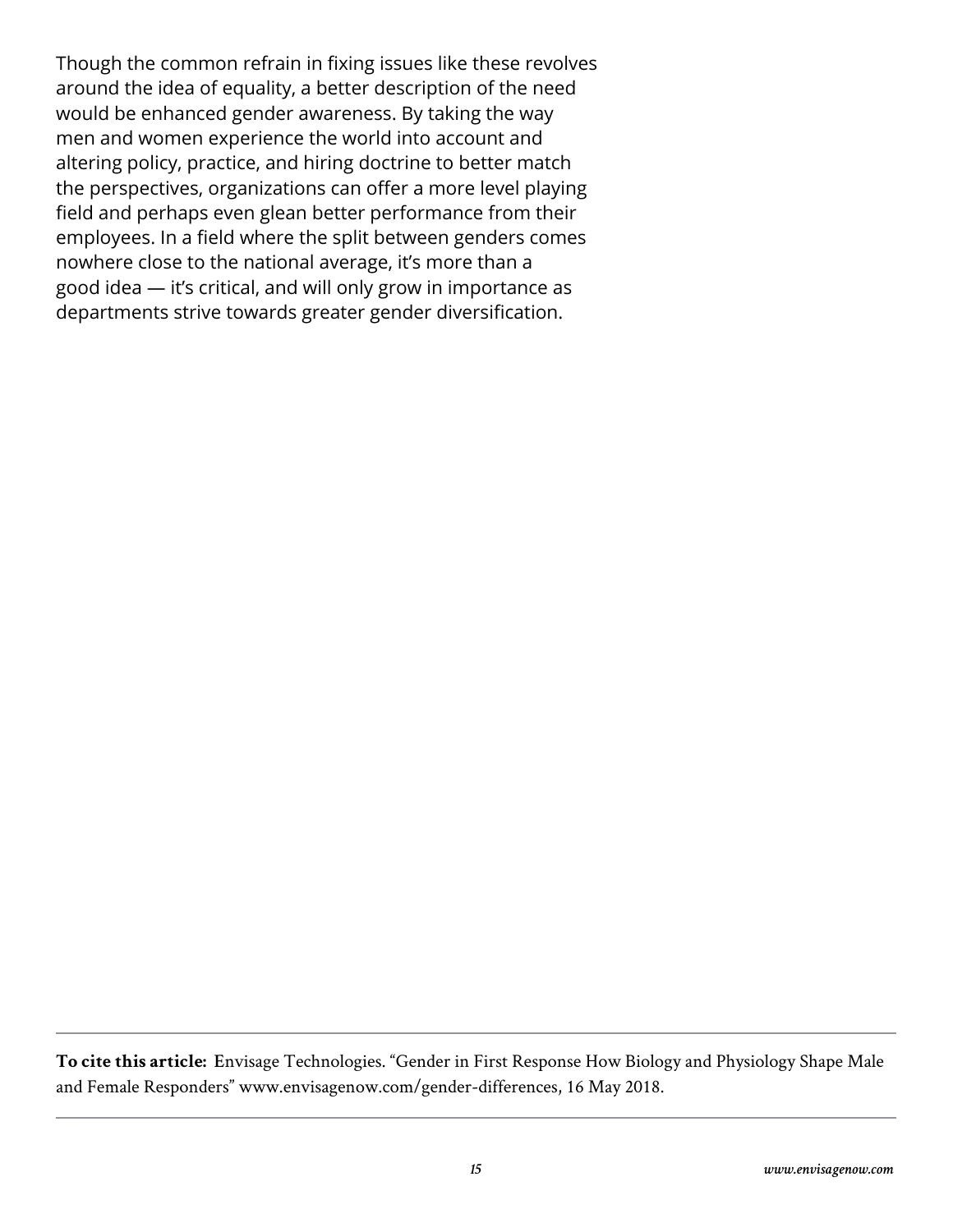Though the common refrain in fixing issues like these revolves around the idea of equality, a better description of the need would be enhanced gender awareness. By taking the way men and women experience the world into account and altering policy, practice, and hiring doctrine to better match the perspectives, organizations can offer a more level playing field and perhaps even glean better performance from their employees. In a field where the split between genders comes nowhere close to the national average, it's more than a good idea — it's critical, and will only grow in importance as departments strive towards greater gender diversification.

---

**To cite this article:** Envisage Technologies. "Gender in First Response How Biology and Physiology Shape Male and Female Responders" www.envisagenow.com/gender-differences, 16 May 2018.

---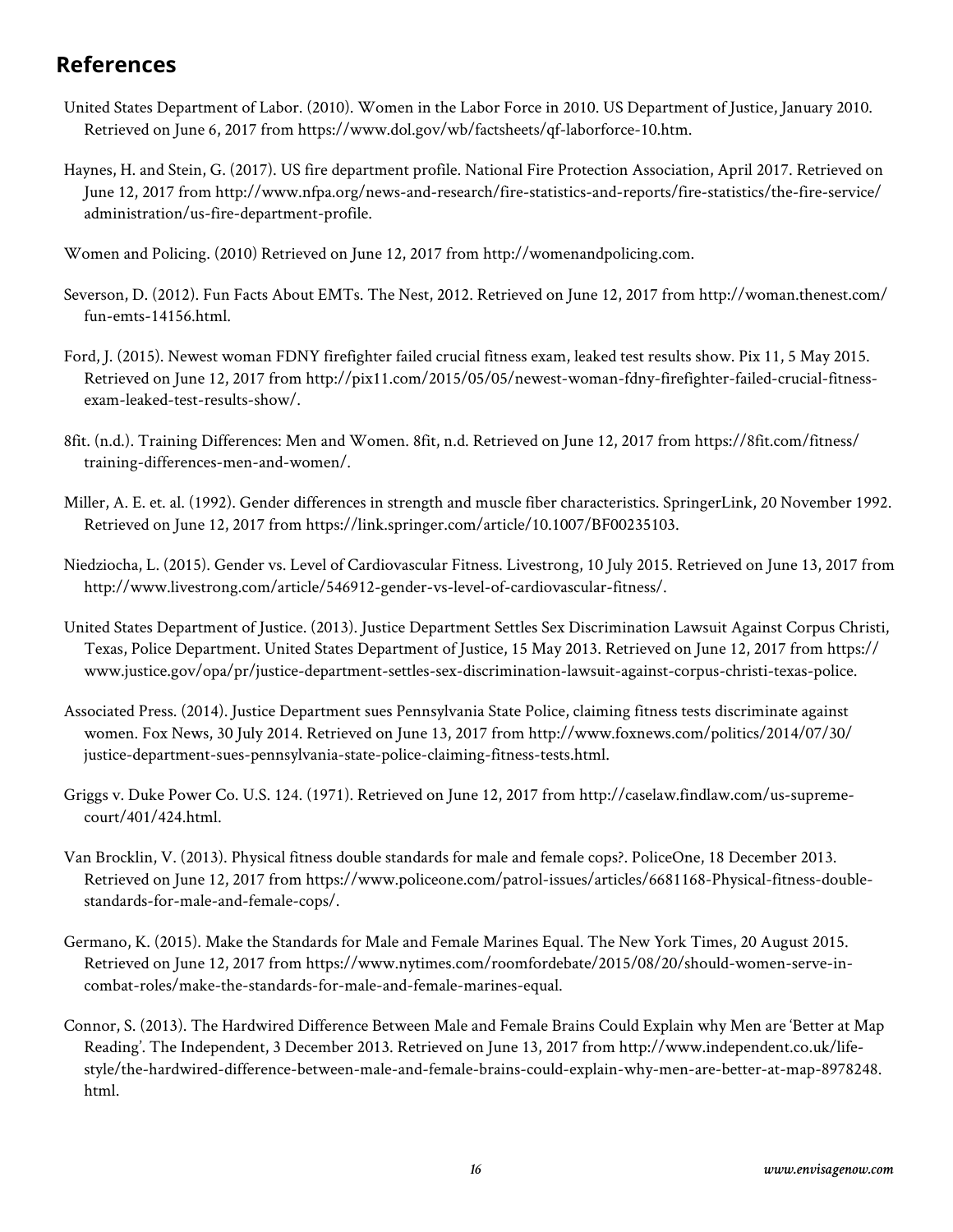## References

United States Department of Labor. (2010). Women in the Labor Force in 2010. US Department of Justice, January 2010. Retrieved on June 6, 2017 from https://www.dol.gov/wb/factsheets/qf-laborforce-10.htm.

Haynes, H. and Stein, G. (2017). US fire department profile. National Fire Protection Association, April 2017. Retrieved on June 12, 2017 from http://www.nfpa.org/news-and-research/fire-statistics-and-reports/fire-statistics/the-fire-service/administration/us-fire-department-profile.

Women and Policing. (2010) Retrieved on June 12, 2017 from http://womenandpolicing.com.

Severson, D. (2012). Fun Facts About EMTs. The Nest, 2012. Retrieved on June 12, 2017 from http://woman.thenest.com/fun-emts-14156.html.

Ford, J. (2015). Newest woman FDNY firefighter failed crucial fitness exam, leaked test results show. Pix 11, 5 May 2015. Retrieved on June 12, 2017 from http://pix11.com/2015/05/05/newest-woman-fdny-firefighter-failed-crucial-fitness-exam-leaked-test-results-show/.

8fit. (n.d.). Training Differences: Men and Women. 8fit, n.d. Retrieved on June 12, 2017 from https://8fit.com/fitness/training-differences-men-and-women/.

Miller, A. E. et. al. (1992). Gender differences in strength and muscle fiber characteristics. SpringerLink, 20 November 1992. Retrieved on June 12, 2017 from https://link.springer.com/article/10.1007/BF00235103.

Niedziocha, L. (2015). Gender vs. Level of Cardiovascular Fitness. Livestrong, 10 July 2015. Retrieved on June 13, 2017 from http://www.livestrong.com/article/546912-gender-vs-level-of-cardiovascular-fitness/.

United States Department of Justice. (2013). Justice Department Settles Sex Discrimination Lawsuit Against Corpus Christi, Texas, Police Department. United States Department of Justice, 15 May 2013. Retrieved on June 12, 2017 from https://www.justice.gov/opa/pr/justice-department-settles-sex-discrimination-lawsuit-against-corpus-christi-texas-police.

Associated Press. (2014). Justice Department sues Pennsylvania State Police, claiming fitness tests discriminate against women. Fox News, 30 July 2014. Retrieved on June 13, 2017 from http://www.foxnews.com/politics/2014/07/30/justice-department-sues-pennsylvania-state-police-claiming-fitness-tests.html.

Griggs v. Duke Power Co. U.S. 124. (1971). Retrieved on June 12, 2017 from http://caselaw.findlaw.com/us-supreme-court/401/424.html.

Van Brocklin, V. (2013). Physical fitness double standards for male and female cops?. PoliceOne, 18 December 2013. Retrieved on June 12, 2017 from https://www.policeone.com/patrol-issues/articles/6681168-Physical-fitness-double-standards-for-male-and-female-cops/.

Germano, K. (2015). Make the Standards for Male and Female Marines Equal. The New York Times, 20 August 2015. Retrieved on June 12, 2017 from https://www.nytimes.com/roomfordebate/2015/08/20/should-women-serve-in-combat-roles/make-the-standards-for-male-and-female-marines-equal.

Connor, S. (2013). The Hardwired Difference Between Male and Female Brains Could Explain why Men are 'Better at Map Reading'. The Independent, 3 December 2013. Retrieved on June 13, 2017 from http://www.independent.co.uk/life-style/the-hardwired-difference-between-male-and-female-brains-could-explain-why-men-are-better-at-map-8978248.html.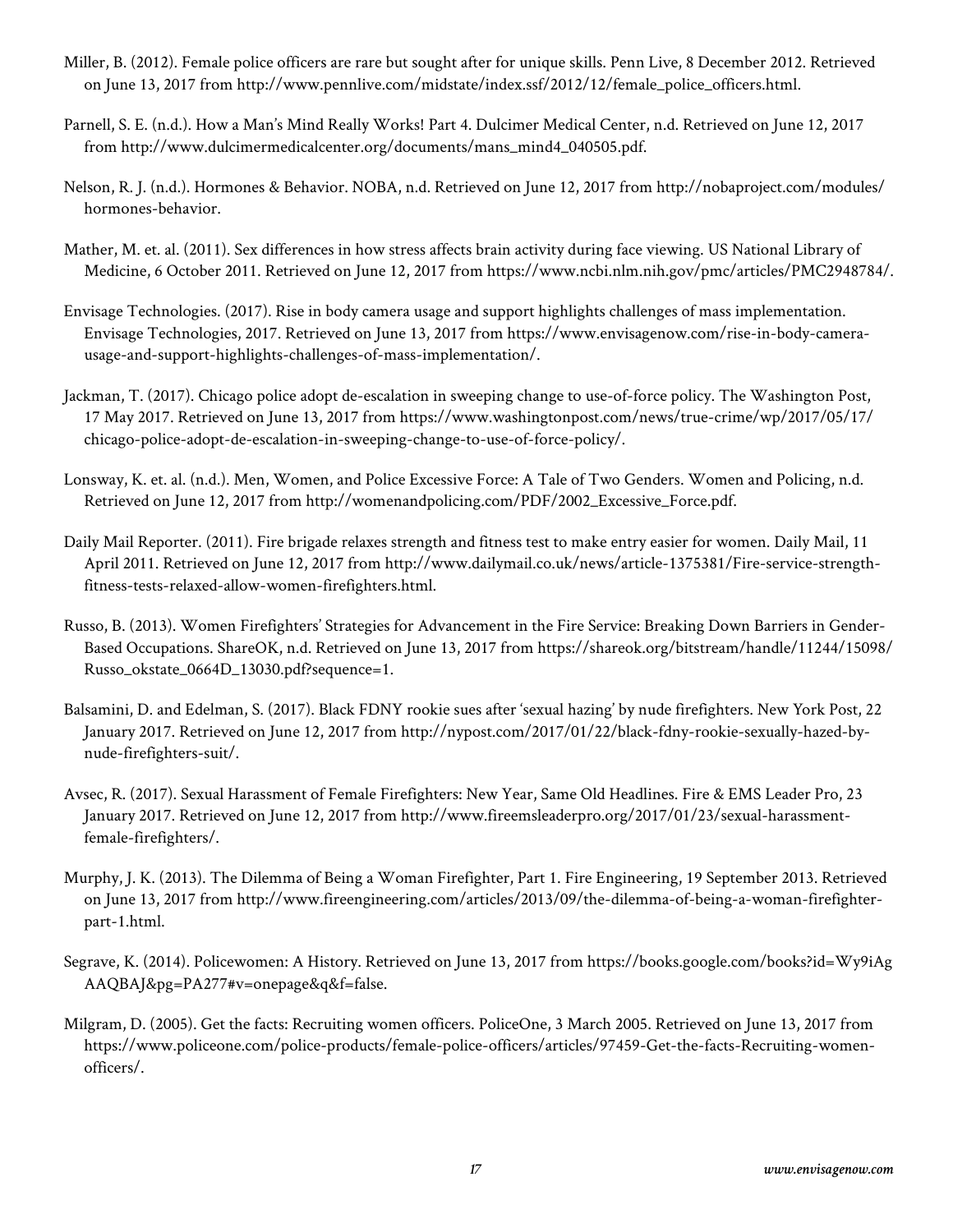Miller, B. (2012). Female police officers are rare but sought after for unique skills. Penn Live, 8 December 2012. Retrieved on June 13, 2017 from http://www.pennlive.com/midstate/index.ssf/2012/12/female_police_officers.html.

Parnell, S. E. (n.d.). How a Man's Mind Really Works! Part 4. Dulcimer Medical Center, n.d. Retrieved on June 12, 2017 from http://www.dulcimermedicalcenter.org/documents/mans_mind4_040505.pdf.

Nelson, R. J. (n.d.). Hormones & Behavior. NOBA, n.d. Retrieved on June 12, 2017 from http://nobaproject.com/modules/hormones-behavior.

Mather, M. et. al. (2011). Sex differences in how stress affects brain activity during face viewing. US National Library of Medicine, 6 October 2011. Retrieved on June 12, 2017 from https://www.ncbi.nlm.nih.gov/pmc/articles/PMC2948784/.

Envisage Technologies. (2017). Rise in body camera usage and support highlights challenges of mass implementation. Envisage Technologies, 2017. Retrieved on June 13, 2017 from https://www.envisagenow.com/rise-in-body-camera-usage-and-support-highlights-challenges-of-mass-implementation/.

Jackman, T. (2017). Chicago police adopt de-escalation in sweeping change to use-of-force policy. The Washington Post, 17 May 2017. Retrieved on June 13, 2017 from https://www.washingtonpost.com/news/true-crime/wp/2017/05/17/chicago-police-adopt-de-escalation-in-sweeping-change-to-use-of-force-policy/.

Lonsway, K. et. al. (n.d.). Men, Women, and Police Excessive Force: A Tale of Two Genders. Women and Policing, n.d. Retrieved on June 12, 2017 from http://womenandpolicing.com/PDF/2002_Excessive_Force.pdf.

Daily Mail Reporter. (2011). Fire brigade relaxes strength and fitness test to make entry easier for women. Daily Mail, 11 April 2011. Retrieved on June 12, 2017 from http://www.dailymail.co.uk/news/article-1375381/Fire-service-strength-fitness-tests-relaxed-allow-women-firefighters.html.

Russo, B. (2013). Women Firefighters' Strategies for Advancement in the Fire Service: Breaking Down Barriers in Gender-Based Occupations. ShareOK, n.d. Retrieved on June 13, 2017 from https://shareok.org/bitstream/handle/11244/15098/Russo_okstate_0664D_13030.pdf?sequence=1.

Balsamini, D. and Edelman, S. (2017). Black FDNY rookie sues after 'sexual hazing' by nude firefighters. New York Post, 22 January 2017. Retrieved on June 12, 2017 from http://nypost.com/2017/01/22/black-fdny-rookie-sexually-hazed-by-nude-firefighters-suit/.

Avsec, R. (2017). Sexual Harassment of Female Firefighters: New Year, Same Old Headlines. Fire & EMS Leader Pro, 23 January 2017. Retrieved on June 12, 2017 from http://www.fireemsleaderpro.org/2017/01/23/sexual-harassment-female-firefighters/.

Murphy, J. K. (2013). The Dilemma of Being a Woman Firefighter, Part 1. Fire Engineering, 19 September 2013. Retrieved on June 13, 2017 from http://www.fireengineering.com/articles/2013/09/the-dilemma-of-being-a-woman-firefighter-part-1.html.

Segrave, K. (2014). Policewomen: A History. Retrieved on June 13, 2017 from https://books.google.com/books?id=Wy9iAgAAQBAJ&pg=PA277#v=onepage&q&f=false.

Milgram, D. (2005). Get the facts: Recruiting women officers. PoliceOne, 3 March 2005. Retrieved on June 13, 2017 from https://www.policeone.com/police-products/female-police-officers/articles/97459-Get-the-facts-Recruiting-women-officers/.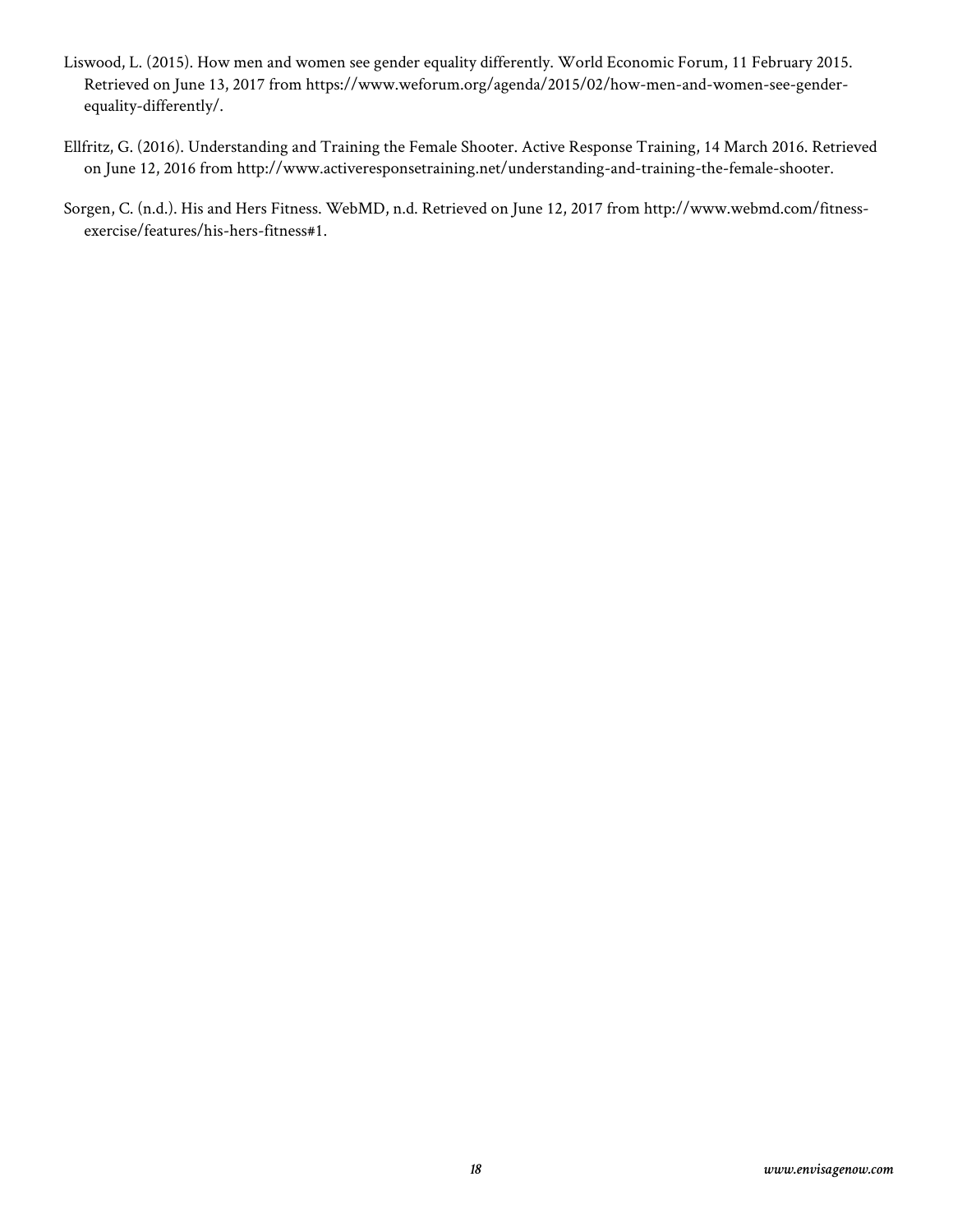Liswood, L. (2015). How men and women see gender equality differently. World Economic Forum, 11 February 2015. Retrieved on June 13, 2017 from https://www.weforum.org/agenda/2015/02/how-men-and-women-see-gender-equality-differently/.

Ellfritz, G. (2016). Understanding and Training the Female Shooter. Active Response Training, 14 March 2016. Retrieved on June 12, 2016 from http://www.activeresponsetraining.net/understanding-and-training-the-female-shooter.

Sorgen, C. (n.d.). His and Hers Fitness. WebMD, n.d. Retrieved on June 12, 2017 from http://www.webmd.com/fitness-exercise/features/his-hers-fitness#1.